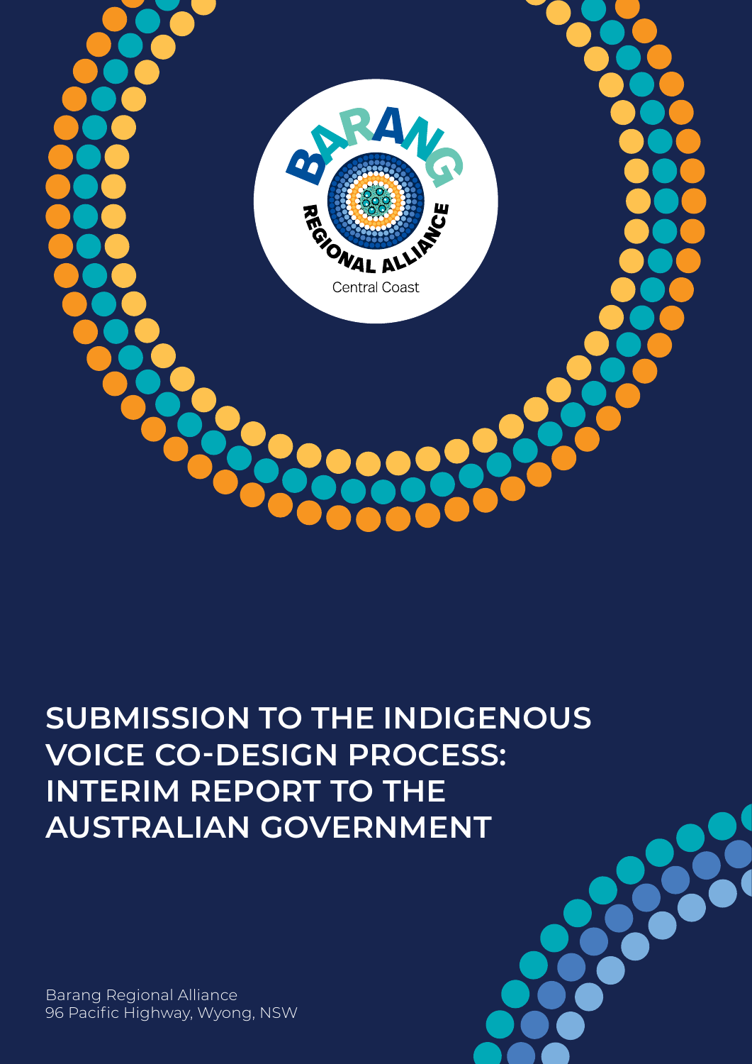# SUBMISSION TO THE INDIGENOUS VOICE CO-DESIGN PROCESS: INTERIM REPORT TO THE AUSTRALIAN GOVERNMENT

Barang Regional Alliance
96 Pacific Highway, Wyong, NSW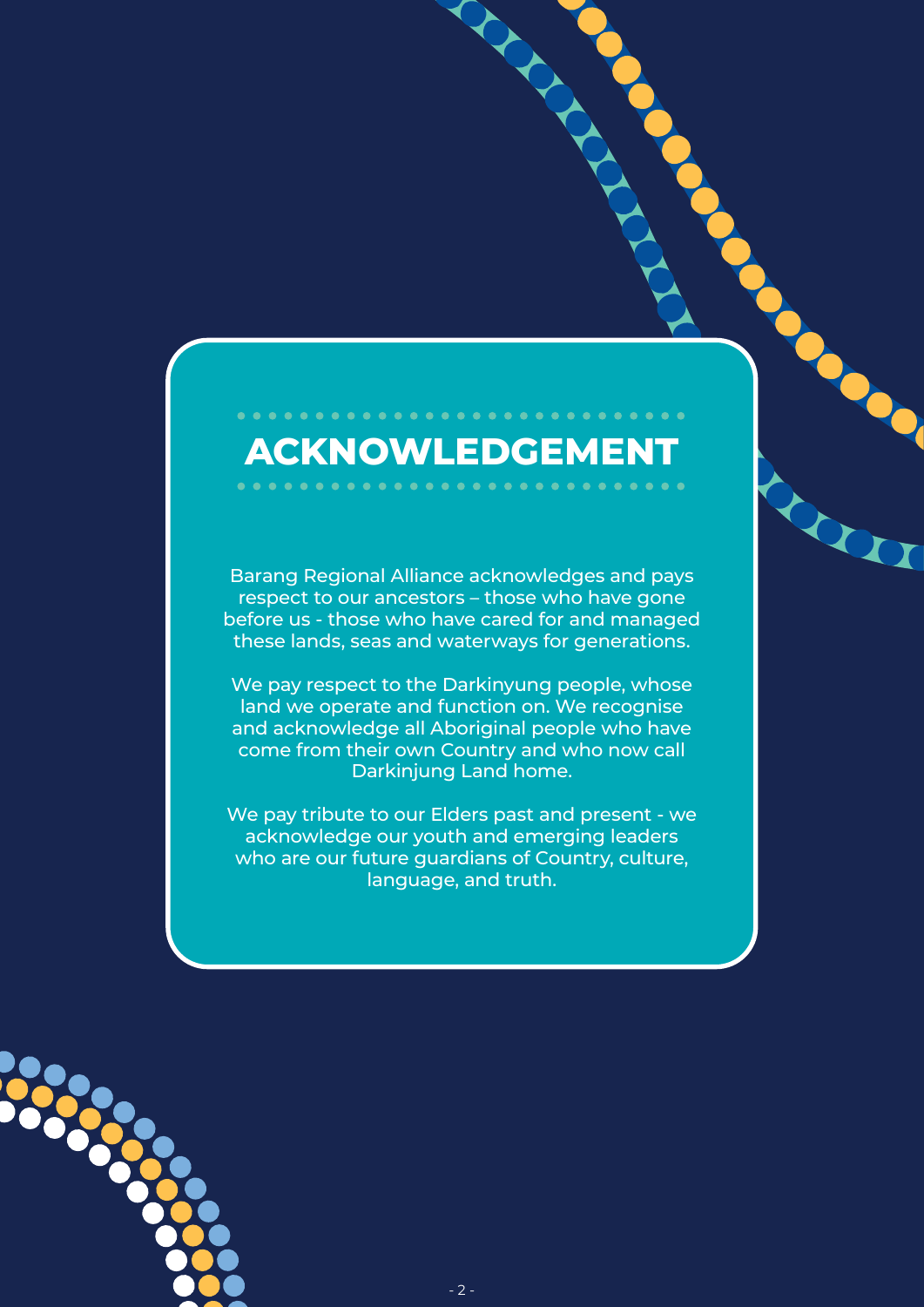# ACKNOWLEDGEMENT

Barang Regional Alliance acknowledges and pays respect to our ancestors – those who have gone before us - those who have cared for and managed these lands, seas and waterways for generations.

We pay respect to the Darkinyung people, whose land we operate and function on. We recognise and acknowledge all Aboriginal people who have come from their own Country and who now call Darkinjung Land home.

We pay tribute to our Elders past and present - we acknowledge our youth and emerging leaders who are our future guardians of Country, culture, language, and truth.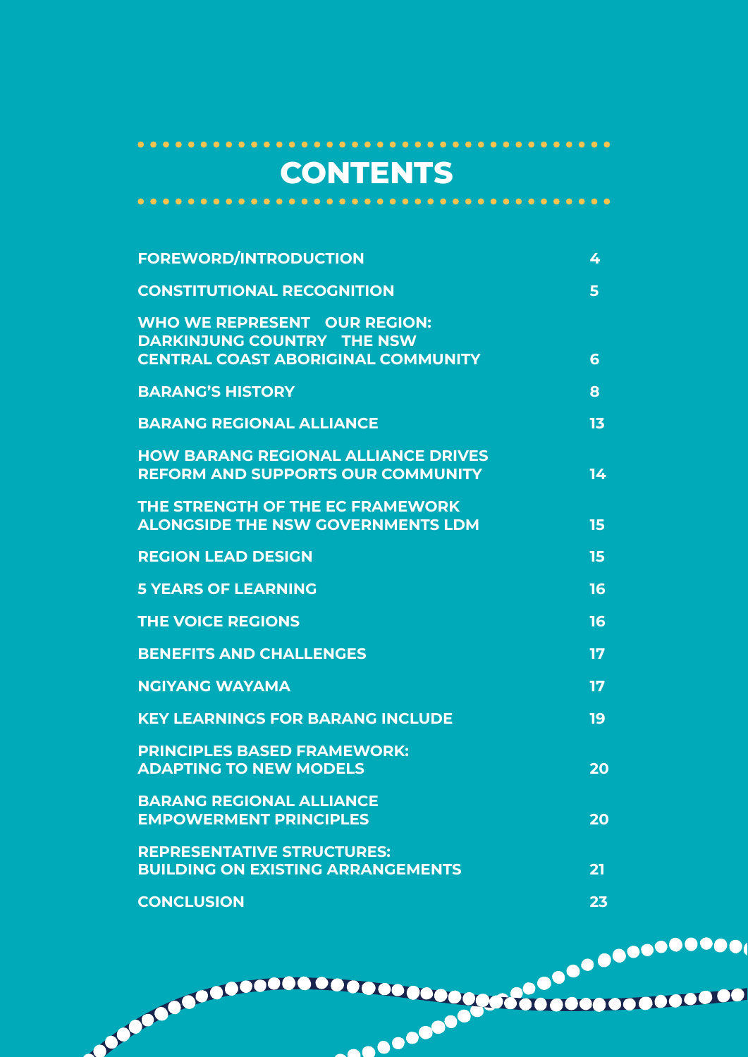# CONTENTS

| | |
|---|---|
| FOREWORD/INTRODUCTION | 4 |
| CONSTITUTIONAL RECOGNITION | 5 |
| WHO WE REPRESENT OUR REGION: DARKINJUNG COUNTRY THE NSW CENTRAL COAST ABORIGINAL COMMUNITY | 6 |
| BARANG'S HISTORY | 8 |
| BARANG REGIONAL ALLIANCE | 13 |
| HOW BARANG REGIONAL ALLIANCE DRIVES REFORM AND SUPPORTS OUR COMMUNITY | 14 |
| THE STRENGTH OF THE EC FRAMEWORK ALONGSIDE THE NSW GOVERNMENTS LDM | 15 |
| REGION LEAD DESIGN | 15 |
| 5 YEARS OF LEARNING | 16 |
| THE VOICE REGIONS | 16 |
| BENEFITS AND CHALLENGES | 17 |
| NGIYANG WAYAMA | 17 |
| KEY LEARNINGS FOR BARANG INCLUDE | 19 |
| PRINCIPLES BASED FRAMEWORK: ADAPTING TO NEW MODELS | 20 |
| BARANG REGIONAL ALLIANCE EMPOWERMENT PRINCIPLES | 20 |
| REPRESENTATIVE STRUCTURES: BUILDING ON EXISTING ARRANGEMENTS | 21 |
| CONCLUSION | 23 |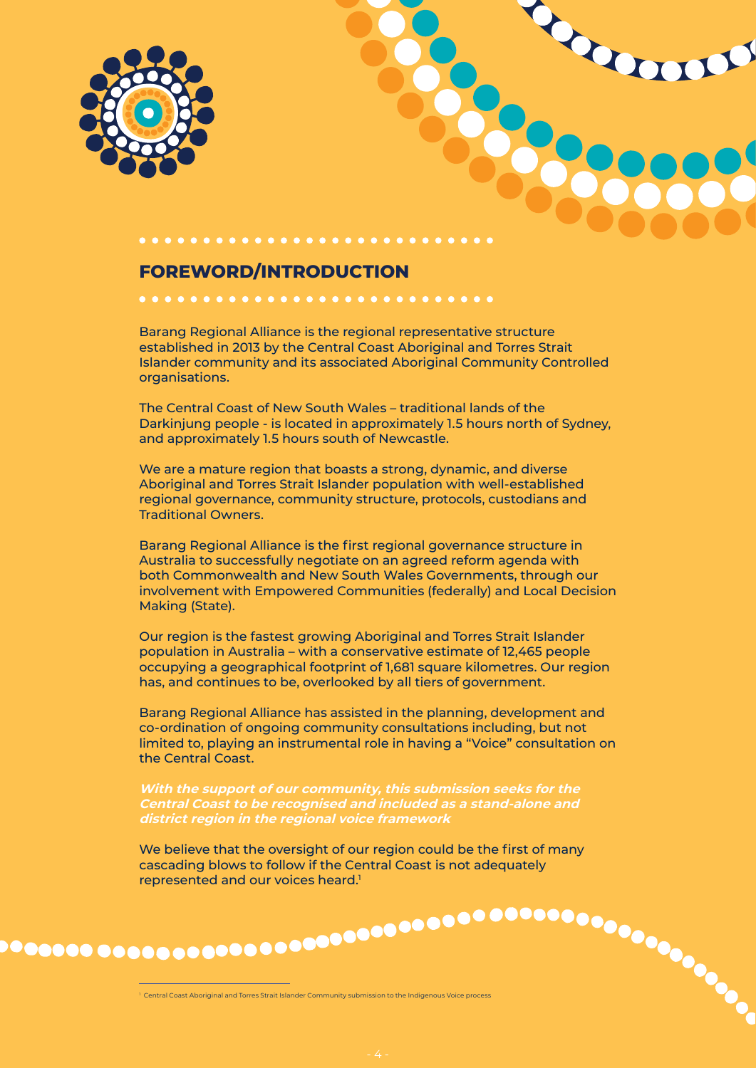## FOREWORD/INTRODUCTION

Barang Regional Alliance is the regional representative structure established in 2013 by the Central Coast Aboriginal and Torres Strait Islander community and its associated Aboriginal Community Controlled organisations.

The Central Coast of New South Wales – traditional lands of the Darkinjung people - is located in approximately 1.5 hours north of Sydney, and approximately 1.5 hours south of Newcastle.

We are a mature region that boasts a strong, dynamic, and diverse Aboriginal and Torres Strait Islander population with well-established regional governance, community structure, protocols, custodians and Traditional Owners.

Barang Regional Alliance is the first regional governance structure in Australia to successfully negotiate on an agreed reform agenda with both Commonwealth and New South Wales Governments, through our involvement with Empowered Communities (federally) and Local Decision Making (State).

Our region is the fastest growing Aboriginal and Torres Strait Islander population in Australia – with a conservative estimate of 12,465 people occupying a geographical footprint of 1,681 square kilometres. Our region has, and continues to be, overlooked by all tiers of government.

Barang Regional Alliance has assisted in the planning, development and co-ordination of ongoing community consultations including, but not limited to, playing an instrumental role in having a "Voice" consultation on the Central Coast.

***With the support of our community, this submission seeks for the Central Coast to be recognised and included as a stand-alone and district region in the regional voice framework***

We believe that the oversight of our region could be the first of many cascading blows to follow if the Central Coast is not adequately represented and our voices heard.[1]

[1] Central Coast Aboriginal and Torres Strait Islander Community submission to the Indigenous Voice process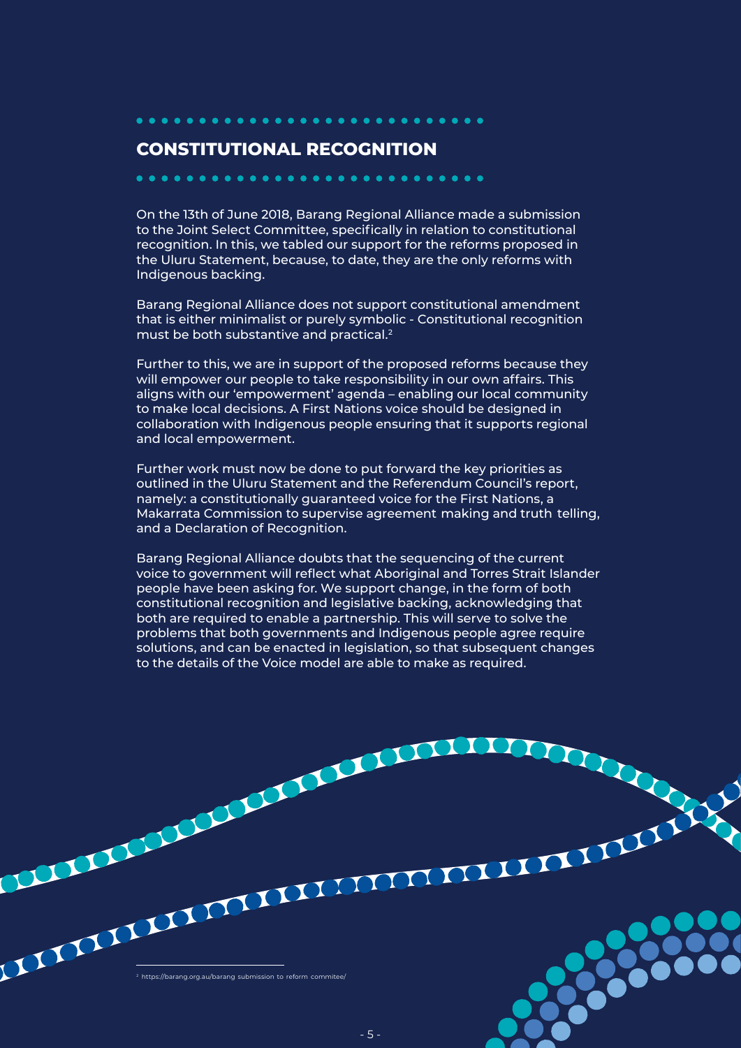## CONSTITUTIONAL RECOGNITION

On the 13th of June 2018, Barang Regional Alliance made a submission to the Joint Select Committee, specifically in relation to constitutional recognition. In this, we tabled our support for the reforms proposed in the Uluru Statement, because, to date, they are the only reforms with Indigenous backing.

Barang Regional Alliance does not support constitutional amendment that is either minimalist or purely symbolic - Constitutional recognition must be both substantive and practical.[2]

Further to this, we are in support of the proposed reforms because they will empower our people to take responsibility in our own affairs. This aligns with our 'empowerment' agenda – enabling our local community to make local decisions. A First Nations voice should be designed in collaboration with Indigenous people ensuring that it supports regional and local empowerment.

Further work must now be done to put forward the key priorities as outlined in the Uluru Statement and the Referendum Council's report, namely: a constitutionally guaranteed voice for the First Nations, a Makarrata Commission to supervise agreement making and truth telling, and a Declaration of Recognition.

Barang Regional Alliance doubts that the sequencing of the current voice to government will reflect what Aboriginal and Torres Strait Islander people have been asking for. We support change, in the form of both constitutional recognition and legislative backing, acknowledging that both are required to enable a partnership. This will serve to solve the problems that both governments and Indigenous people agree require solutions, and can be enacted in legislation, so that subsequent changes to the details of the Voice model are able to make as required.

---

[2] https://barang.org.au/barang submission to reform commitee/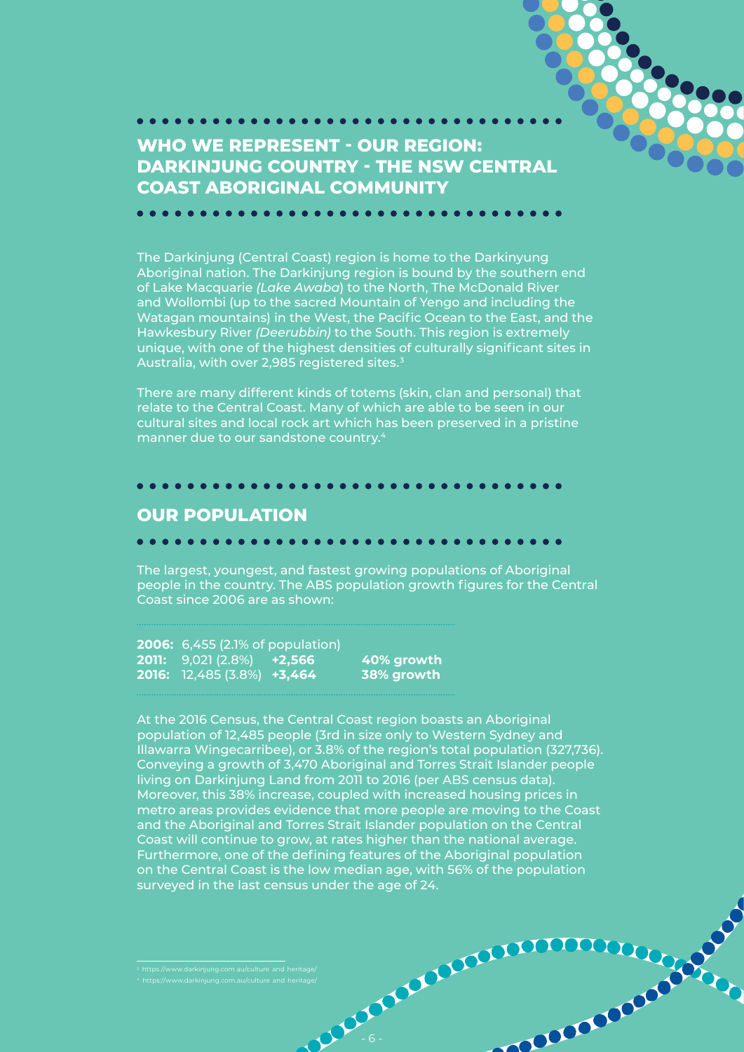## WHO WE REPRESENT - OUR REGION: DARKINJUNG COUNTRY - THE NSW CENTRAL COAST ABORIGINAL COMMUNITY

The Darkinjung (Central Coast) region is home to the Darkinyung Aboriginal nation. The Darkinjung region is bound by the southern end of Lake Macquarie *(Lake Awaba*) to the North, The McDonald River and Wollombi (up to the sacred Mountain of Yengo and including the Watagan mountains) in the West, the Pacific Ocean to the East, and the Hawkesbury River *(Deerubbin)* to the South. This region is extremely unique, with one of the highest densities of culturally significant sites in Australia, with over 2,985 registered sites.[3]

There are many different kinds of totems (skin, clan and personal) that relate to the Central Coast. Many of which are able to be seen in our cultural sites and local rock art which has been preserved in a pristine manner due to our sandstone country.[4]

## OUR POPULATION

The largest, youngest, and fastest growing populations of Aboriginal people in the country. The ABS population growth figures for the Central Coast since 2006 are as shown:

| | | | |
|---|---|---|---|
| **2006:** | 6,455 (2.1% of population) | | |
| **2011:** | 9,021 (2.8%) | **+2,566** | **40% growth** |
| **2016:** | 12,485 (3.8%) | **+3,464** | **38% growth** |

At the 2016 Census, the Central Coast region boasts an Aboriginal population of 12,485 people (3rd in size only to Western Sydney and Illawarra Wingecarribee), or 3.8% of the region's total population (327,736). Conveying a growth of 3,470 Aboriginal and Torres Strait Islander people living on Darkinjung Land from 2011 to 2016 (per ABS census data). Moreover, this 38% increase, coupled with increased housing prices in metro areas provides evidence that more people are moving to the Coast and the Aboriginal and Torres Strait Islander population on the Central Coast will continue to grow, at rates higher than the national average. Furthermore, one of the defining features of the Aboriginal population on the Central Coast is the low median age, with 56% of the population surveyed in the last census under the age of 24.

[3] https://www.darkinjung.com.au/culture and heritage/
[4] https://www.darkinjung.com.au/culture and heritage/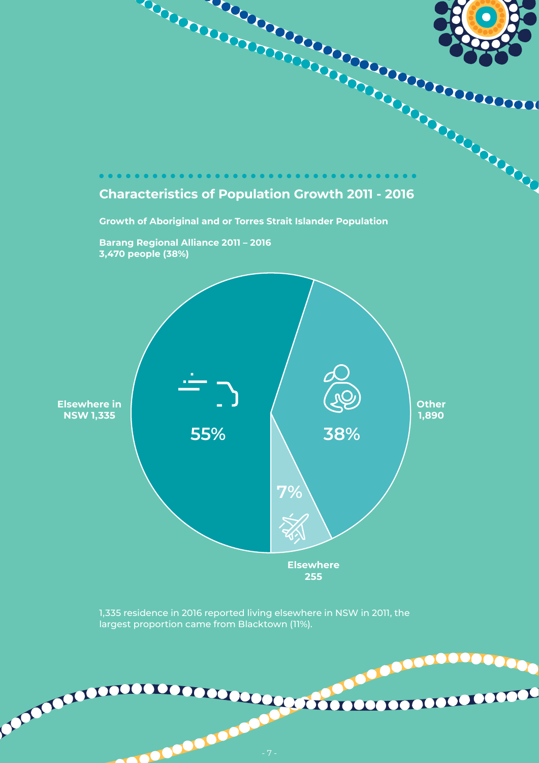## Characteristics of Population Growth 2011 - 2016

**Growth of Aboriginal and or Torres Strait Islander Population**

**Barang Regional Alliance 2011 – 2016**
**3,470 people (38%)**

Elsewhere in NSW 1,335

55%

38%

Other 1,890

7%

Elsewhere 255

1,335 residence in 2016 reported living elsewhere in NSW in 2011, the largest proportion came from Blacktown (11%).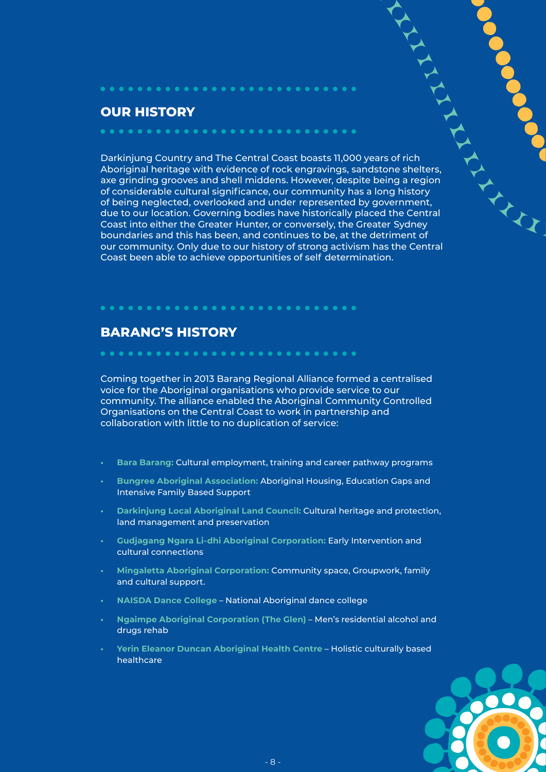## OUR HISTORY

Darkinjung Country and The Central Coast boasts 11,000 years of rich Aboriginal heritage with evidence of rock engravings, sandstone shelters, axe grinding grooves and shell middens. However, despite being a region of considerable cultural significance, our community has a long history of being neglected, overlooked and under represented by government, due to our location. Governing bodies have historically placed the Central Coast into either the Greater Hunter, or conversely, the Greater Sydney boundaries and this has been, and continues to be, at the detriment of our community. Only due to our history of strong activism has the Central Coast been able to achieve opportunities of self determination.

## BARANG'S HISTORY

Coming together in 2013 Barang Regional Alliance formed a centralised voice for the Aboriginal organisations who provide service to our community. The alliance enabled the Aboriginal Community Controlled Organisations on the Central Coast to work in partnership and collaboration with little to no duplication of service:

- **Bara Barang:** Cultural employment, training and career pathway programs
- **Bungree Aboriginal Association:** Aboriginal Housing, Education Gaps and Intensive Family Based Support
- **Darkinjung Local Aboriginal Land Council:** Cultural heritage and protection, land management and preservation
- **Gudjagang Ngara Li-dhi Aboriginal Corporation:** Early Intervention and cultural connections
- **Mingaletta Aboriginal Corporation:** Community space, Groupwork, family and cultural support.
- **NAISDA Dance College** – National Aboriginal dance college
- **Ngaimpe Aboriginal Corporation (The Glen)** – Men's residential alcohol and drugs rehab
- **Yerin Eleanor Duncan Aboriginal Health Centre** – Holistic culturally based healthcare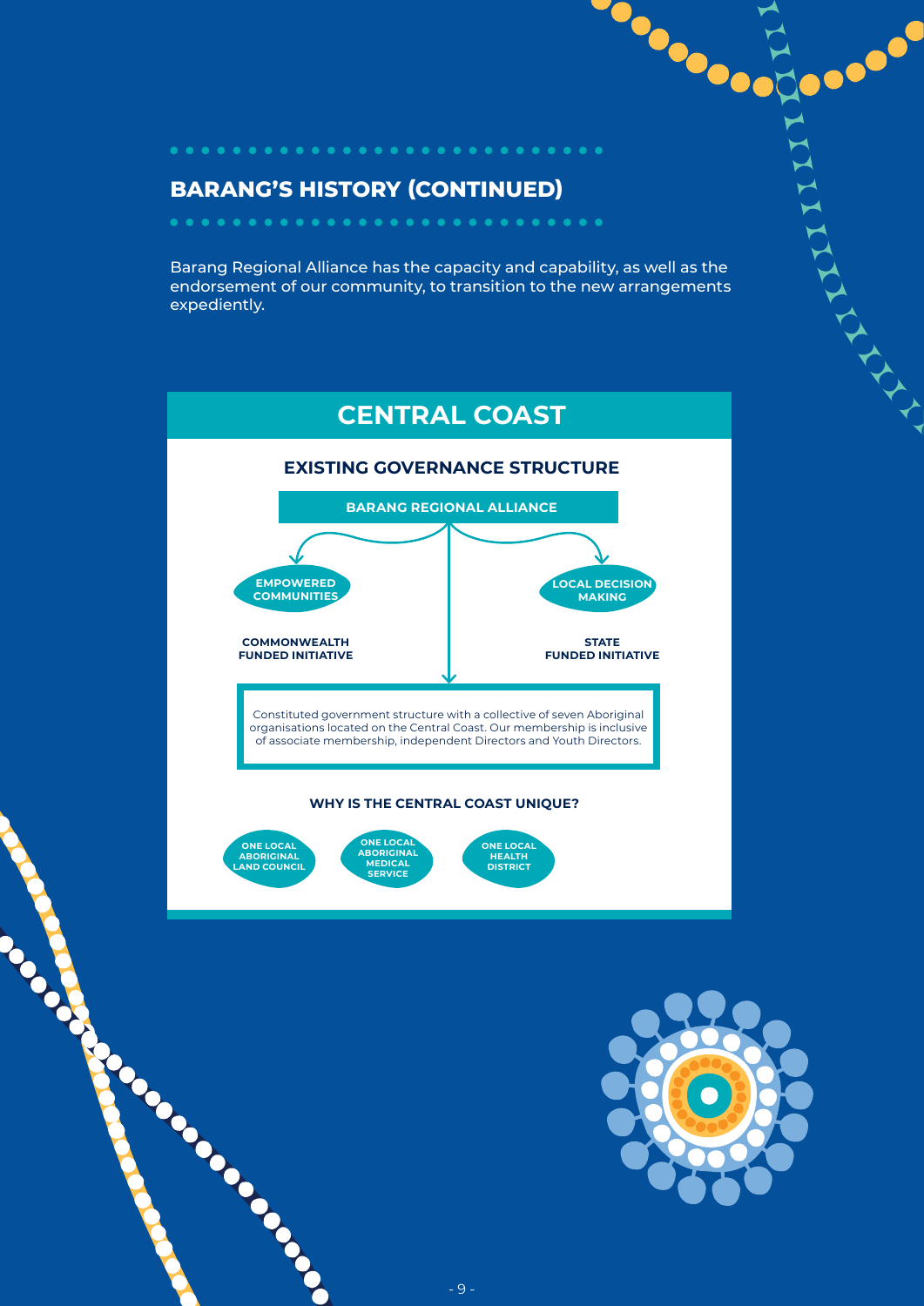## BARANG'S HISTORY (CONTINUED)

Barang Regional Alliance has the capacity and capability, as well as the endorsement of our community, to transition to the new arrangements expediently.

## CENTRAL COAST

### EXISTING GOVERNANCE STRUCTURE

**BARANG REGIONAL ALLIANCE**

**EMPOWERED COMMUNITIES**

**COMMONWEALTH FUNDED INITIATIVE**

**LOCAL DECISION MAKING**

**STATE FUNDED INITIATIVE**

Constituted government structure with a collective of seven Aboriginal organisations located on the Central Coast. Our membership is inclusive of associate membership, independent Directors and Youth Directors.

### WHY IS THE CENTRAL COAST UNIQUE?

- ONE LOCAL ABORIGINAL LAND COUNCIL
- ONE LOCAL ABORIGINAL MEDICAL SERVICE
- ONE LOCAL HEALTH DISTRICT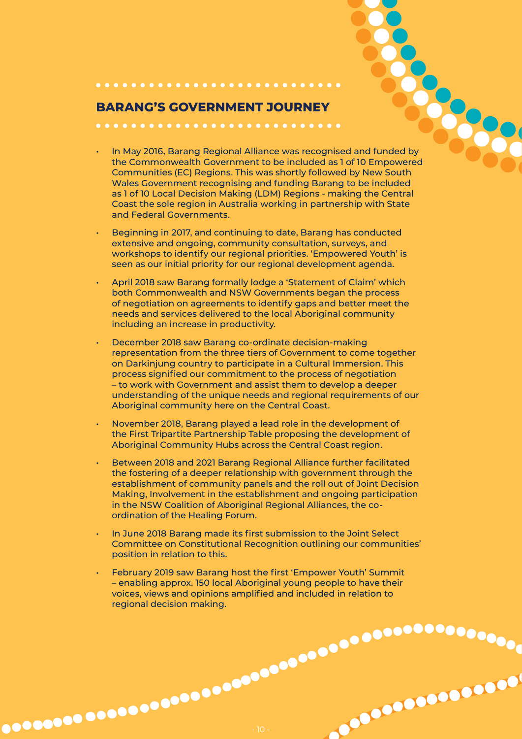## BARANG'S GOVERNMENT JOURNEY

- In May 2016, Barang Regional Alliance was recognised and funded by the Commonwealth Government to be included as 1 of 10 Empowered Communities (EC) Regions. This was shortly followed by New South Wales Government recognising and funding Barang to be included as 1 of 10 Local Decision Making (LDM) Regions - making the Central Coast the sole region in Australia working in partnership with State and Federal Governments.
- Beginning in 2017, and continuing to date, Barang has conducted extensive and ongoing, community consultation, surveys, and workshops to identify our regional priorities. 'Empowered Youth' is seen as our initial priority for our regional development agenda.
- April 2018 saw Barang formally lodge a 'Statement of Claim' which both Commonwealth and NSW Governments began the process of negotiation on agreements to identify gaps and better meet the needs and services delivered to the local Aboriginal community including an increase in productivity.
- December 2018 saw Barang co-ordinate decision-making representation from the three tiers of Government to come together on Darkinjung country to participate in a Cultural Immersion. This process signified our commitment to the process of negotiation – to work with Government and assist them to develop a deeper understanding of the unique needs and regional requirements of our Aboriginal community here on the Central Coast.
- November 2018, Barang played a lead role in the development of the First Tripartite Partnership Table proposing the development of Aboriginal Community Hubs across the Central Coast region.
- Between 2018 and 2021 Barang Regional Alliance further facilitated the fostering of a deeper relationship with government through the establishment of community panels and the roll out of Joint Decision Making, Involvement in the establishment and ongoing participation in the NSW Coalition of Aboriginal Regional Alliances, the co-ordination of the Healing Forum.
- In June 2018 Barang made its first submission to the Joint Select Committee on Constitutional Recognition outlining our communities' position in relation to this.
- February 2019 saw Barang host the first 'Empower Youth' Summit – enabling approx. 150 local Aboriginal young people to have their voices, views and opinions amplified and included in relation to regional decision making.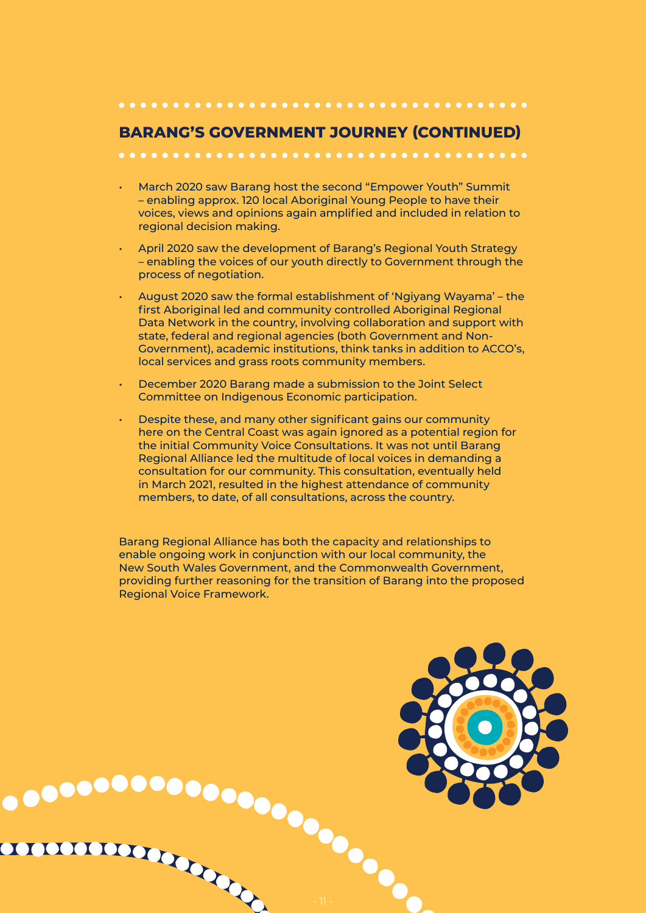## BARANG'S GOVERNMENT JOURNEY (CONTINUED)

- March 2020 saw Barang host the second "Empower Youth" Summit – enabling approx. 120 local Aboriginal Young People to have their voices, views and opinions again amplified and included in relation to regional decision making.
- April 2020 saw the development of Barang's Regional Youth Strategy – enabling the voices of our youth directly to Government through the process of negotiation.
- August 2020 saw the formal establishment of 'Ngiyang Wayama' – the first Aboriginal led and community controlled Aboriginal Regional Data Network in the country, involving collaboration and support with state, federal and regional agencies (both Government and Non-Government), academic institutions, think tanks in addition to ACCO's, local services and grass roots community members.
- December 2020 Barang made a submission to the Joint Select Committee on Indigenous Economic participation.
- Despite these, and many other significant gains our community here on the Central Coast was again ignored as a potential region for the initial Community Voice Consultations. It was not until Barang Regional Alliance led the multitude of local voices in demanding a consultation for our community. This consultation, eventually held in March 2021, resulted in the highest attendance of community members, to date, of all consultations, across the country.

Barang Regional Alliance has both the capacity and relationships to enable ongoing work in conjunction with our local community, the New South Wales Government, and the Commonwealth Government, providing further reasoning for the transition of Barang into the proposed Regional Voice Framework.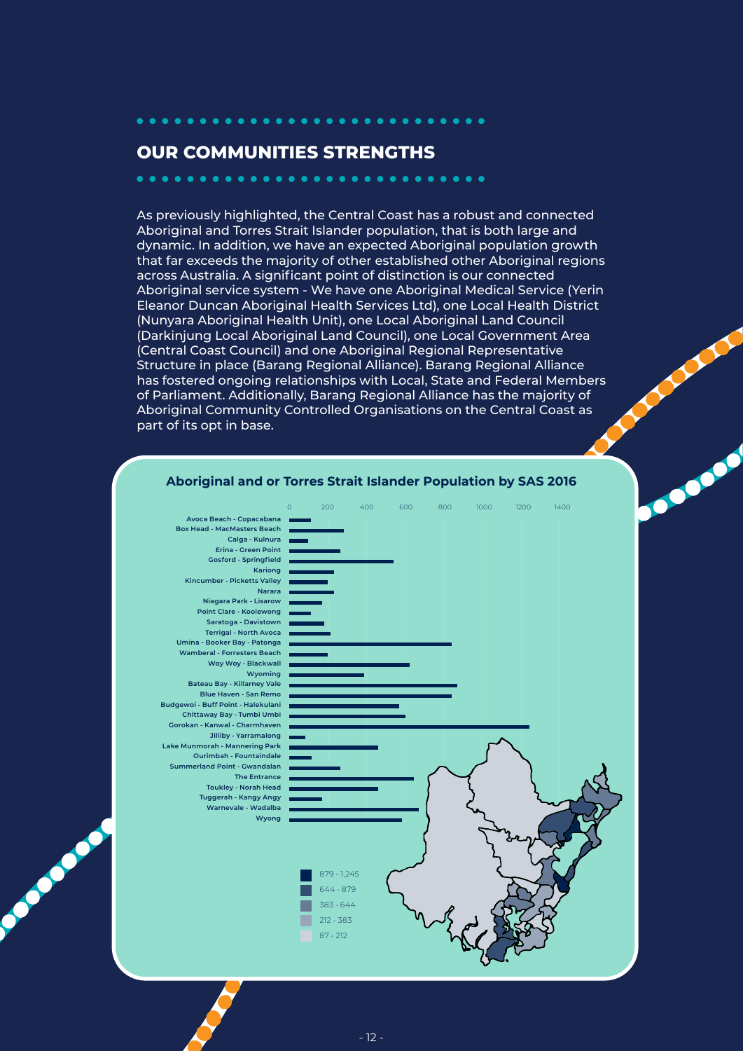## OUR COMMUNITIES STRENGTHS

As previously highlighted, the Central Coast has a robust and connected Aboriginal and Torres Strait Islander population, that is both large and dynamic. In addition, we have an expected Aboriginal population growth that far exceeds the majority of other established other Aboriginal regions across Australia. A significant point of distinction is our connected Aboriginal service system - We have one Aboriginal Medical Service (Yerin Eleanor Duncan Aboriginal Health Services Ltd), one Local Health District (Nunyara Aboriginal Health Unit), one Local Aboriginal Land Council (Darkinjung Local Aboriginal Land Council), one Local Government Area (Central Coast Council) and one Aboriginal Regional Representative Structure in place (Barang Regional Alliance). Barang Regional Alliance has fostered ongoing relationships with Local, State and Federal Members of Parliament. Additionally, Barang Regional Alliance has the majority of Aboriginal Community Controlled Organisations on the Central Coast as part of its opt in base.

**Aboriginal and or Torres Strait Islander Population by SAS 2016**

Avoca Beach - Copacabana
Box Head - MacMasters Beach
Calga - Kulnura
Erina - Green Point
Gosford - Springfield
Kariong
Kincumber - Picketts Valley
Narara
Niagara Park - Lisarow
Point Clare - Koolewong
Saratoga - Davistown
Terrigal - North Avoca
Umina - Booker Bay - Patonga
Wamberal - Forresters Beach
Woy Woy - Blackwall
Wyoming
Bateau Bay - Killarney Vale
Blue Haven - San Remo
Budgewoi - Buff Point - Halekulani
Chittaway Bay - Tumbi Umbi
Gorokan - Kanwal - Charmhaven
Jilliby - Yarramalong
Lake Munmorah - Mannering Park
Ourimbah - Fountaindale
Summerland Point - Gwandalan
The Entrance
Toukley - Norah Head
Tuggerah - Kangy Angy
Warnevale - Wadalba
Wyong

0 200 400 600 800 1000 1200 1400

879 - 1,245
644 - 879
383 - 644
212 - 383
87 - 212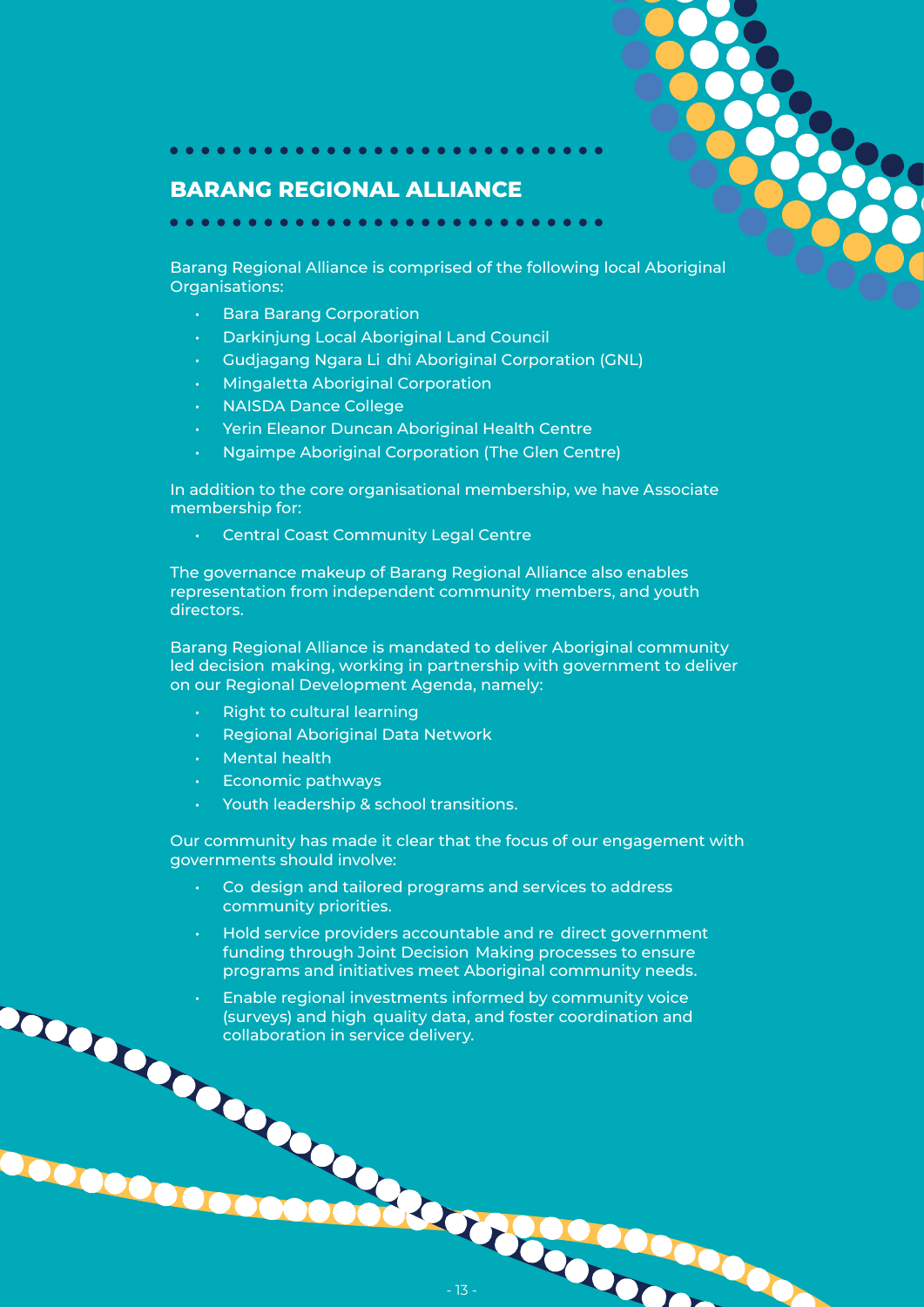## BARANG REGIONAL ALLIANCE

Barang Regional Alliance is comprised of the following local Aboriginal Organisations:

- Bara Barang Corporation
- Darkinjung Local Aboriginal Land Council
- Gudjagang Ngara Li dhi Aboriginal Corporation (GNL)
- Mingaletta Aboriginal Corporation
- NAISDA Dance College
- Yerin Eleanor Duncan Aboriginal Health Centre
- Ngaimpe Aboriginal Corporation (The Glen Centre)

In addition to the core organisational membership, we have Associate membership for:

- Central Coast Community Legal Centre

The governance makeup of Barang Regional Alliance also enables representation from independent community members, and youth directors.

Barang Regional Alliance is mandated to deliver Aboriginal community led decision making, working in partnership with government to deliver on our Regional Development Agenda, namely:

- Right to cultural learning
- Regional Aboriginal Data Network
- Mental health
- Economic pathways
- Youth leadership & school transitions.

Our community has made it clear that the focus of our engagement with governments should involve:

- Co design and tailored programs and services to address community priorities.
- Hold service providers accountable and re direct government funding through Joint Decision Making processes to ensure programs and initiatives meet Aboriginal community needs.
- Enable regional investments informed by community voice (surveys) and high quality data, and foster coordination and collaboration in service delivery.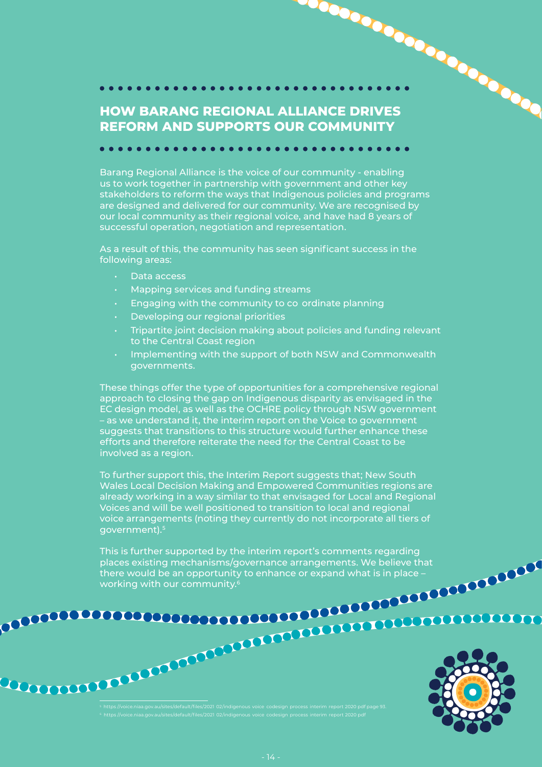## HOW BARANG REGIONAL ALLIANCE DRIVES REFORM AND SUPPORTS OUR COMMUNITY

Barang Regional Alliance is the voice of our community - enabling us to work together in partnership with government and other key stakeholders to reform the ways that Indigenous policies and programs are designed and delivered for our community. We are recognised by our local community as their regional voice, and have had 8 years of successful operation, negotiation and representation.

As a result of this, the community has seen significant success in the following areas:

- Data access
- Mapping services and funding streams
- Engaging with the community to co ordinate planning
- Developing our regional priorities
- Tripartite joint decision making about policies and funding relevant to the Central Coast region
- Implementing with the support of both NSW and Commonwealth governments.

These things offer the type of opportunities for a comprehensive regional approach to closing the gap on Indigenous disparity as envisaged in the EC design model, as well as the OCHRE policy through NSW government – as we understand it, the interim report on the Voice to government suggests that transitions to this structure would further enhance these efforts and therefore reiterate the need for the Central Coast to be involved as a region.

To further support this, the Interim Report suggests that; New South Wales Local Decision Making and Empowered Communities regions are already working in a way similar to that envisaged for Local and Regional Voices and will be well positioned to transition to local and regional voice arrangements (noting they currently do not incorporate all tiers of government).[5]

This is further supported by the interim report's comments regarding places existing mechanisms/governance arrangements. We believe that there would be an opportunity to enhance or expand what is in place – working with our community.[6]

---

[5] https://voice.niaa.gov.au/sites/default/files/2021 02/indigenous voice codesign process interim report 2020 pdf page 93.

[6] https://voice.niaa.gov.au/sites/default/files/2021 02/indigenous voice codesign process interim report 2020 pdf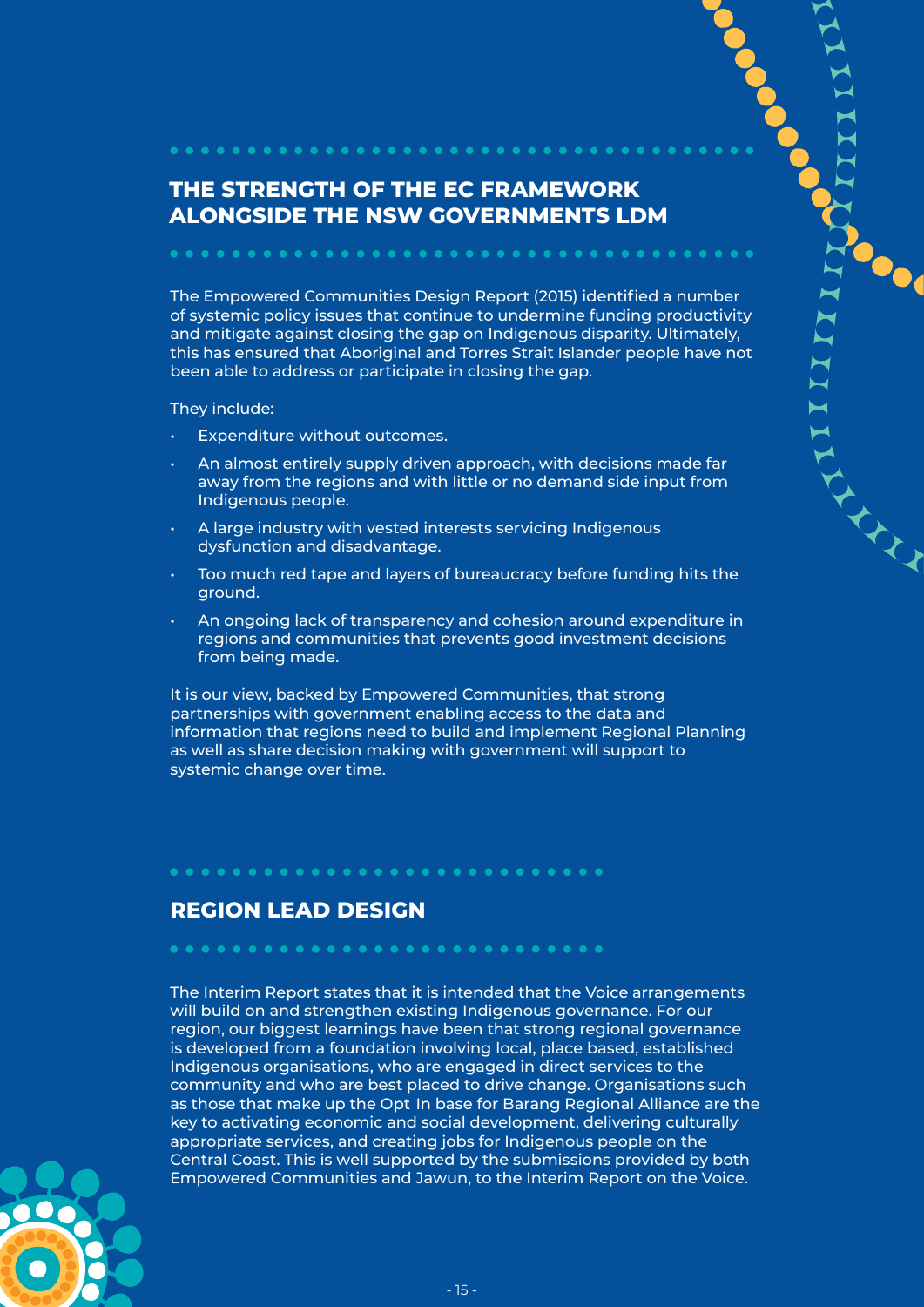## THE STRENGTH OF THE EC FRAMEWORK ALONGSIDE THE NSW GOVERNMENTS LDM

The Empowered Communities Design Report (2015) identified a number of systemic policy issues that continue to undermine funding productivity and mitigate against closing the gap on Indigenous disparity. Ultimately, this has ensured that Aboriginal and Torres Strait Islander people have not been able to address or participate in closing the gap.

They include:

- Expenditure without outcomes.
- An almost entirely supply driven approach, with decisions made far away from the regions and with little or no demand side input from Indigenous people.
- A large industry with vested interests servicing Indigenous dysfunction and disadvantage.
- Too much red tape and layers of bureaucracy before funding hits the ground.
- An ongoing lack of transparency and cohesion around expenditure in regions and communities that prevents good investment decisions from being made.

It is our view, backed by Empowered Communities, that strong partnerships with government enabling access to the data and information that regions need to build and implement Regional Planning as well as share decision making with government will support to systemic change over time.

## REGION LEAD DESIGN

The Interim Report states that it is intended that the Voice arrangements will build on and strengthen existing Indigenous governance. For our region, our biggest learnings have been that strong regional governance is developed from a foundation involving local, place based, established Indigenous organisations, who are engaged in direct services to the community and who are best placed to drive change. Organisations such as those that make up the Opt In base for Barang Regional Alliance are the key to activating economic and social development, delivering culturally appropriate services, and creating jobs for Indigenous people on the Central Coast. This is well supported by the submissions provided by both Empowered Communities and Jawun, to the Interim Report on the Voice.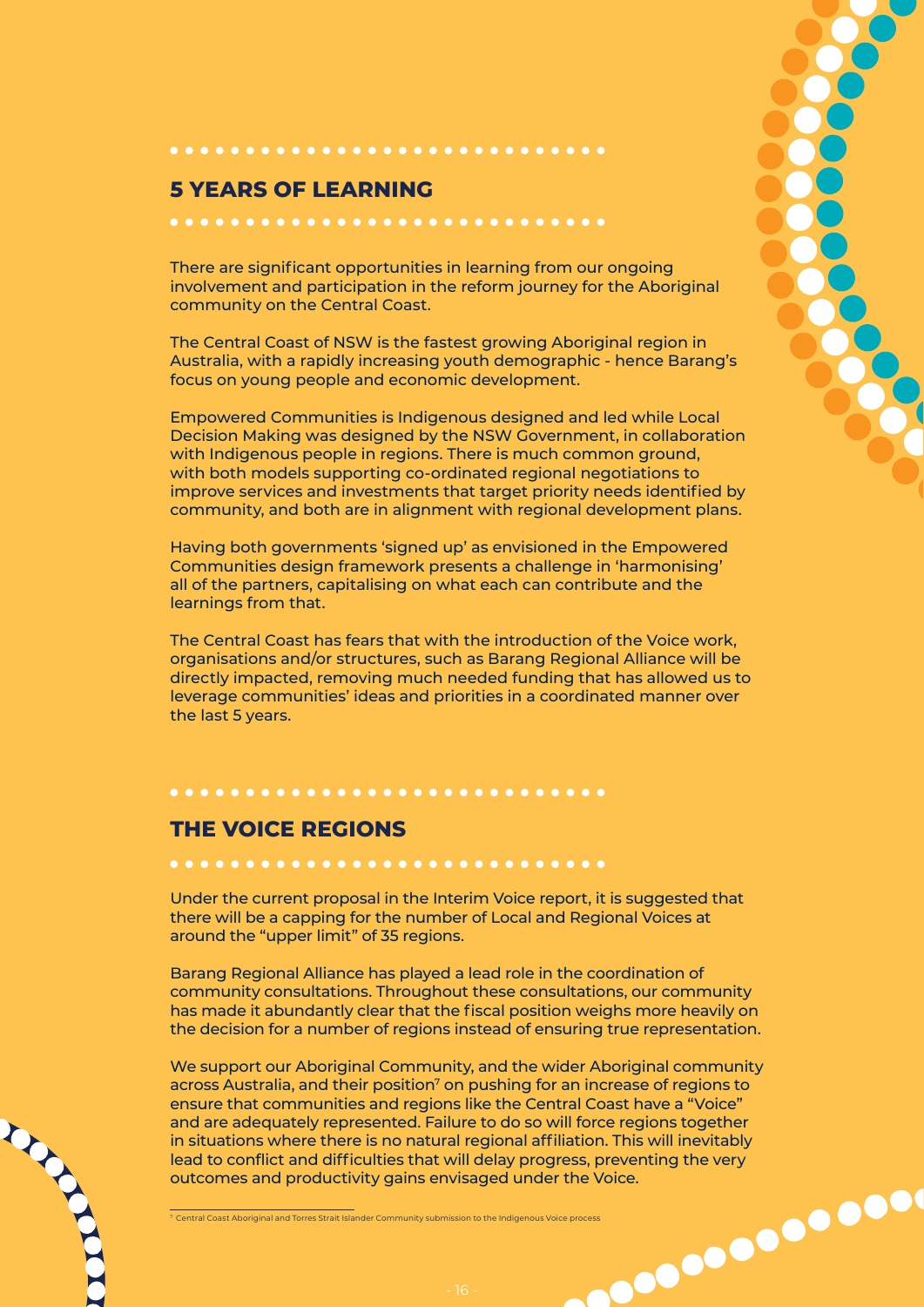## 5 YEARS OF LEARNING

There are significant opportunities in learning from our ongoing involvement and participation in the reform journey for the Aboriginal community on the Central Coast.

The Central Coast of NSW is the fastest growing Aboriginal region in Australia, with a rapidly increasing youth demographic - hence Barang's focus on young people and economic development.

Empowered Communities is Indigenous designed and led while Local Decision Making was designed by the NSW Government, in collaboration with Indigenous people in regions. There is much common ground, with both models supporting co-ordinated regional negotiations to improve services and investments that target priority needs identified by community, and both are in alignment with regional development plans.

Having both governments 'signed up' as envisioned in the Empowered Communities design framework presents a challenge in 'harmonising' all of the partners, capitalising on what each can contribute and the learnings from that.

The Central Coast has fears that with the introduction of the Voice work, organisations and/or structures, such as Barang Regional Alliance will be directly impacted, removing much needed funding that has allowed us to leverage communities' ideas and priorities in a coordinated manner over the last 5 years.

## THE VOICE REGIONS

Under the current proposal in the Interim Voice report, it is suggested that there will be a capping for the number of Local and Regional Voices at around the "upper limit" of 35 regions.

Barang Regional Alliance has played a lead role in the coordination of community consultations. Throughout these consultations, our community has made it abundantly clear that the fiscal position weighs more heavily on the decision for a number of regions instead of ensuring true representation.

We support our Aboriginal Community, and the wider Aboriginal community across Australia, and their position[7] on pushing for an increase of regions to ensure that communities and regions like the Central Coast have a "Voice" and are adequately represented. Failure to do so will force regions together in situations where there is no natural regional affiliation. This will inevitably lead to conflict and difficulties that will delay progress, preventing the very outcomes and productivity gains envisaged under the Voice.

[7] Central Coast Aboriginal and Torres Strait Islander Community submission to the Indigenous Voice process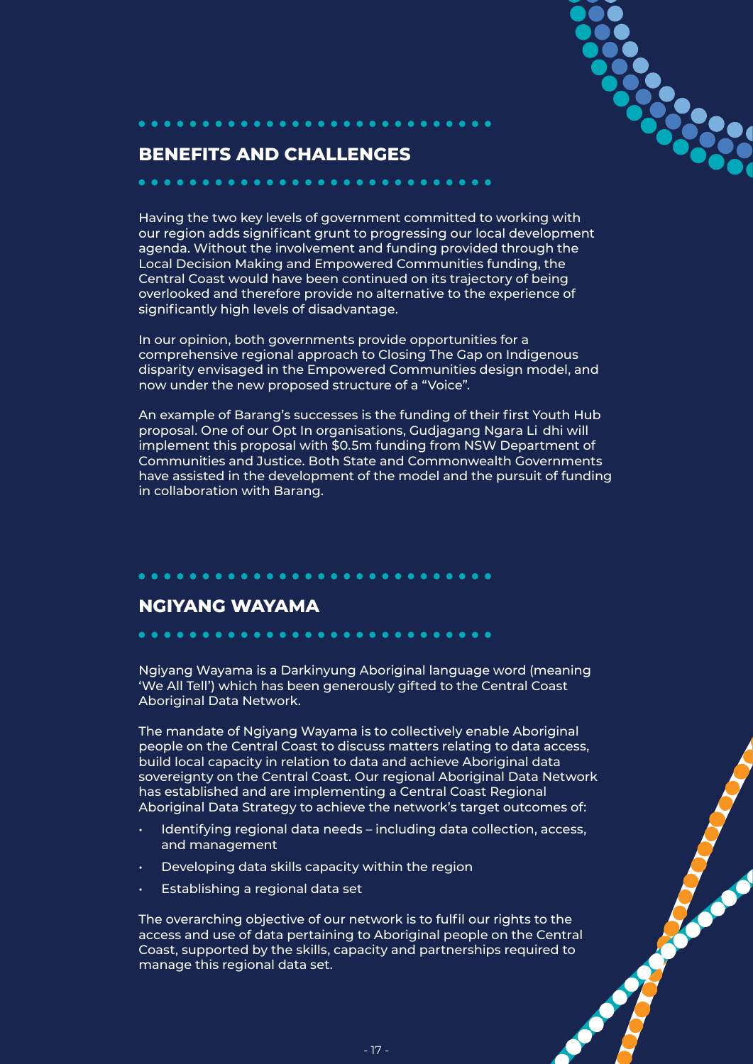## BENEFITS AND CHALLENGES

Having the two key levels of government committed to working with our region adds significant grunt to progressing our local development agenda. Without the involvement and funding provided through the Local Decision Making and Empowered Communities funding, the Central Coast would have been continued on its trajectory of being overlooked and therefore provide no alternative to the experience of significantly high levels of disadvantage.

In our opinion, both governments provide opportunities for a comprehensive regional approach to Closing The Gap on Indigenous disparity envisaged in the Empowered Communities design model, and now under the new proposed structure of a "Voice".

An example of Barang's successes is the funding of their first Youth Hub proposal. One of our Opt In organisations, Gudjagang Ngara Li dhi will implement this proposal with $0.5m funding from NSW Department of Communities and Justice. Both State and Commonwealth Governments have assisted in the development of the model and the pursuit of funding in collaboration with Barang.

## NGIYANG WAYAMA

Ngiyang Wayama is a Darkinyung Aboriginal language word (meaning 'We All Tell') which has been generously gifted to the Central Coast Aboriginal Data Network.

The mandate of Ngiyang Wayama is to collectively enable Aboriginal people on the Central Coast to discuss matters relating to data access, build local capacity in relation to data and achieve Aboriginal data sovereignty on the Central Coast. Our regional Aboriginal Data Network has established and are implementing a Central Coast Regional Aboriginal Data Strategy to achieve the network's target outcomes of:

- Identifying regional data needs – including data collection, access, and management
- Developing data skills capacity within the region
- Establishing a regional data set

The overarching objective of our network is to fulfil our rights to the access and use of data pertaining to Aboriginal people on the Central Coast, supported by the skills, capacity and partnerships required to manage this regional data set.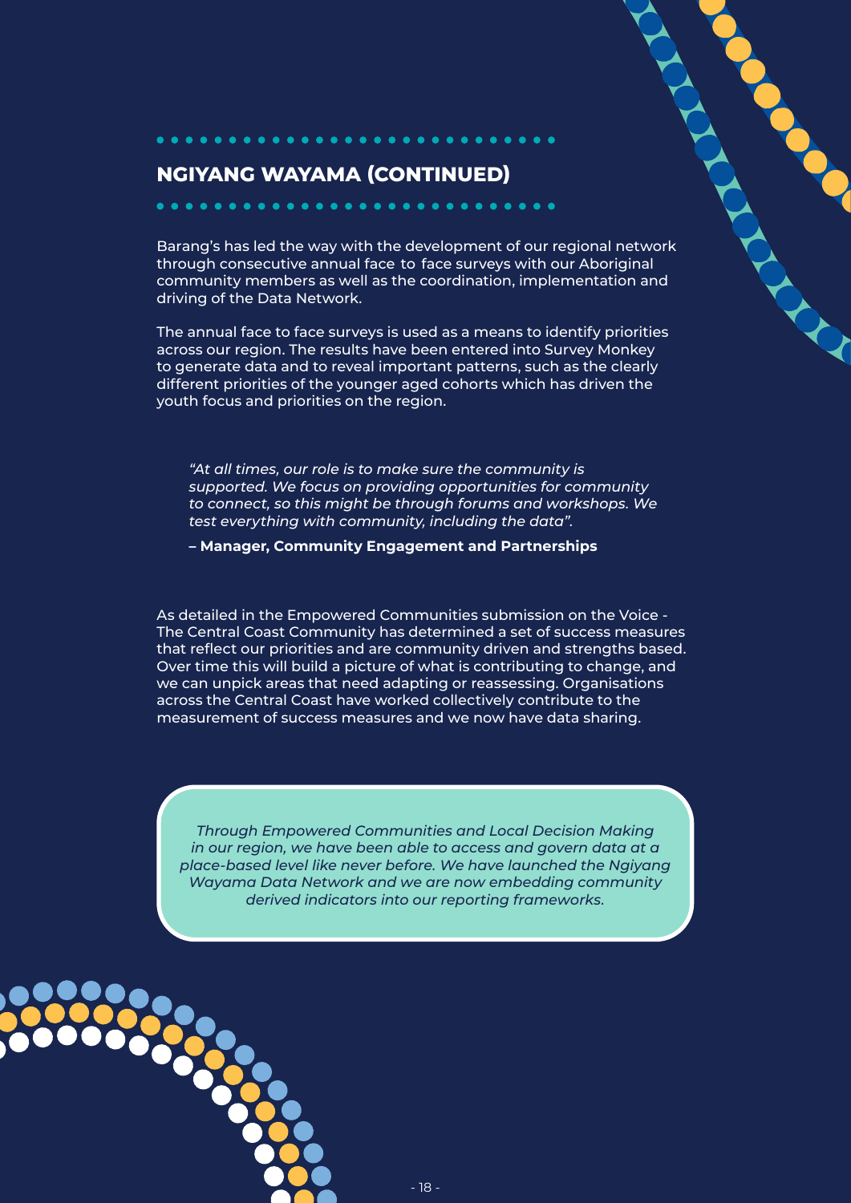## NGIYANG WAYAMA (CONTINUED)

Barang's has led the way with the development of our regional network through consecutive annual face to face surveys with our Aboriginal community members as well as the coordination, implementation and driving of the Data Network.

The annual face to face surveys is used as a means to identify priorities across our region. The results have been entered into Survey Monkey to generate data and to reveal important patterns, such as the clearly different priorities of the younger aged cohorts which has driven the youth focus and priorities on the region.

> *"At all times, our role is to make sure the community is supported. We focus on providing opportunities for community to connect, so this might be through forums and workshops. We test everything with community, including the data".*
>
> **– Manager, Community Engagement and Partnerships**

As detailed in the Empowered Communities submission on the Voice - The Central Coast Community has determined a set of success measures that reflect our priorities and are community driven and strengths based. Over time this will build a picture of what is contributing to change, and we can unpick areas that need adapting or reassessing. Organisations across the Central Coast have worked collectively contribute to the measurement of success measures and we now have data sharing.

*Through Empowered Communities and Local Decision Making in our region, we have been able to access and govern data at a place-based level like never before. We have launched the Ngiyang Wayama Data Network and we are now embedding community derived indicators into our reporting frameworks.*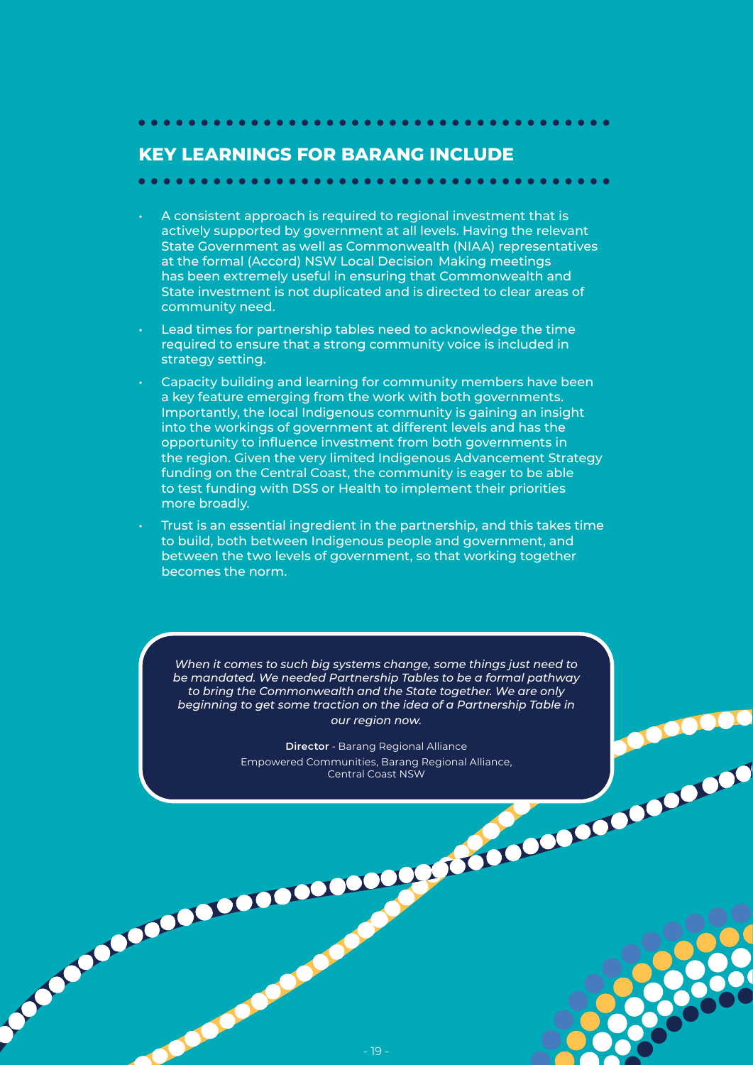## KEY LEARNINGS FOR BARANG INCLUDE

- A consistent approach is required to regional investment that is actively supported by government at all levels. Having the relevant State Government as well as Commonwealth (NIAA) representatives at the formal (Accord) NSW Local Decision Making meetings has been extremely useful in ensuring that Commonwealth and State investment is not duplicated and is directed to clear areas of community need.
- Lead times for partnership tables need to acknowledge the time required to ensure that a strong community voice is included in strategy setting.
- Capacity building and learning for community members have been a key feature emerging from the work with both governments. Importantly, the local Indigenous community is gaining an insight into the workings of government at different levels and has the opportunity to influence investment from both governments in the region. Given the very limited Indigenous Advancement Strategy funding on the Central Coast, the community is eager to be able to test funding with DSS or Health to implement their priorities more broadly.
- Trust is an essential ingredient in the partnership, and this takes time to build, both between Indigenous people and government, and between the two levels of government, so that working together becomes the norm.

> *When it comes to such big systems change, some things just need to be mandated. We needed Partnership Tables to be a formal pathway to bring the Commonwealth and the State together. We are only beginning to get some traction on the idea of a Partnership Table in our region now.*
>
> **Director** - Barang Regional Alliance
> Empowered Communities, Barang Regional Alliance, Central Coast NSW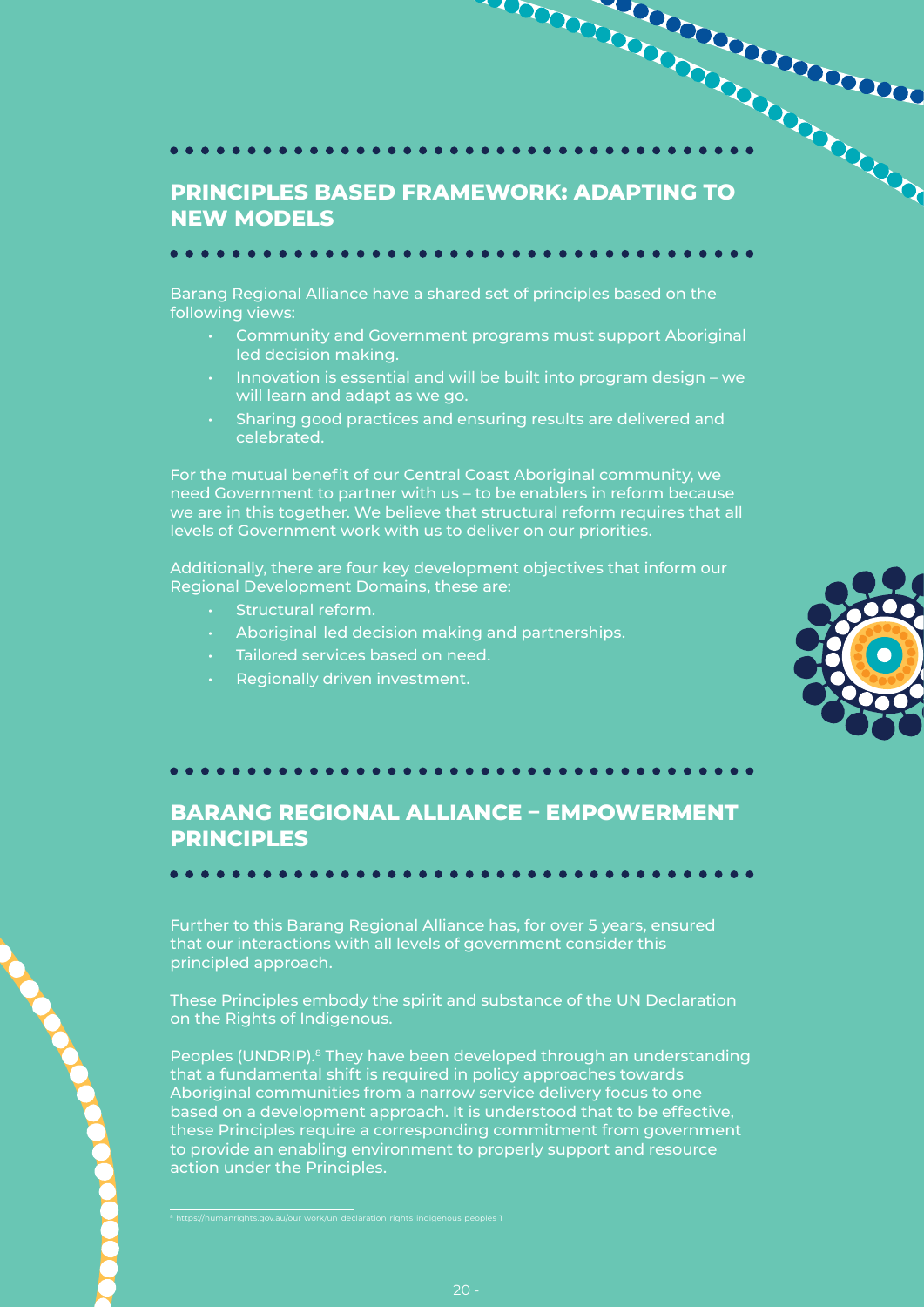## PRINCIPLES BASED FRAMEWORK: ADAPTING TO NEW MODELS

Barang Regional Alliance have a shared set of principles based on the following views:

- Community and Government programs must support Aboriginal led decision making.
- Innovation is essential and will be built into program design – we will learn and adapt as we go.
- Sharing good practices and ensuring results are delivered and celebrated.

For the mutual benefit of our Central Coast Aboriginal community, we need Government to partner with us – to be enablers in reform because we are in this together. We believe that structural reform requires that all levels of Government work with us to deliver on our priorities.

Additionally, there are four key development objectives that inform our Regional Development Domains, these are:

- Structural reform.
- Aboriginal led decision making and partnerships.
- Tailored services based on need.
- Regionally driven investment.

## BARANG REGIONAL ALLIANCE – EMPOWERMENT PRINCIPLES

Further to this Barang Regional Alliance has, for over 5 years, ensured that our interactions with all levels of government consider this principled approach.

These Principles embody the spirit and substance of the UN Declaration on the Rights of Indigenous.

Peoples (UNDRIP).[8] They have been developed through an understanding that a fundamental shift is required in policy approaches towards Aboriginal communities from a narrow service delivery focus to one based on a development approach. It is understood that to be effective, these Principles require a corresponding commitment from government to provide an enabling environment to properly support and resource action under the Principles.

[8] https://humanrights.gov.au/our work/un declaration rights indigenous peoples 1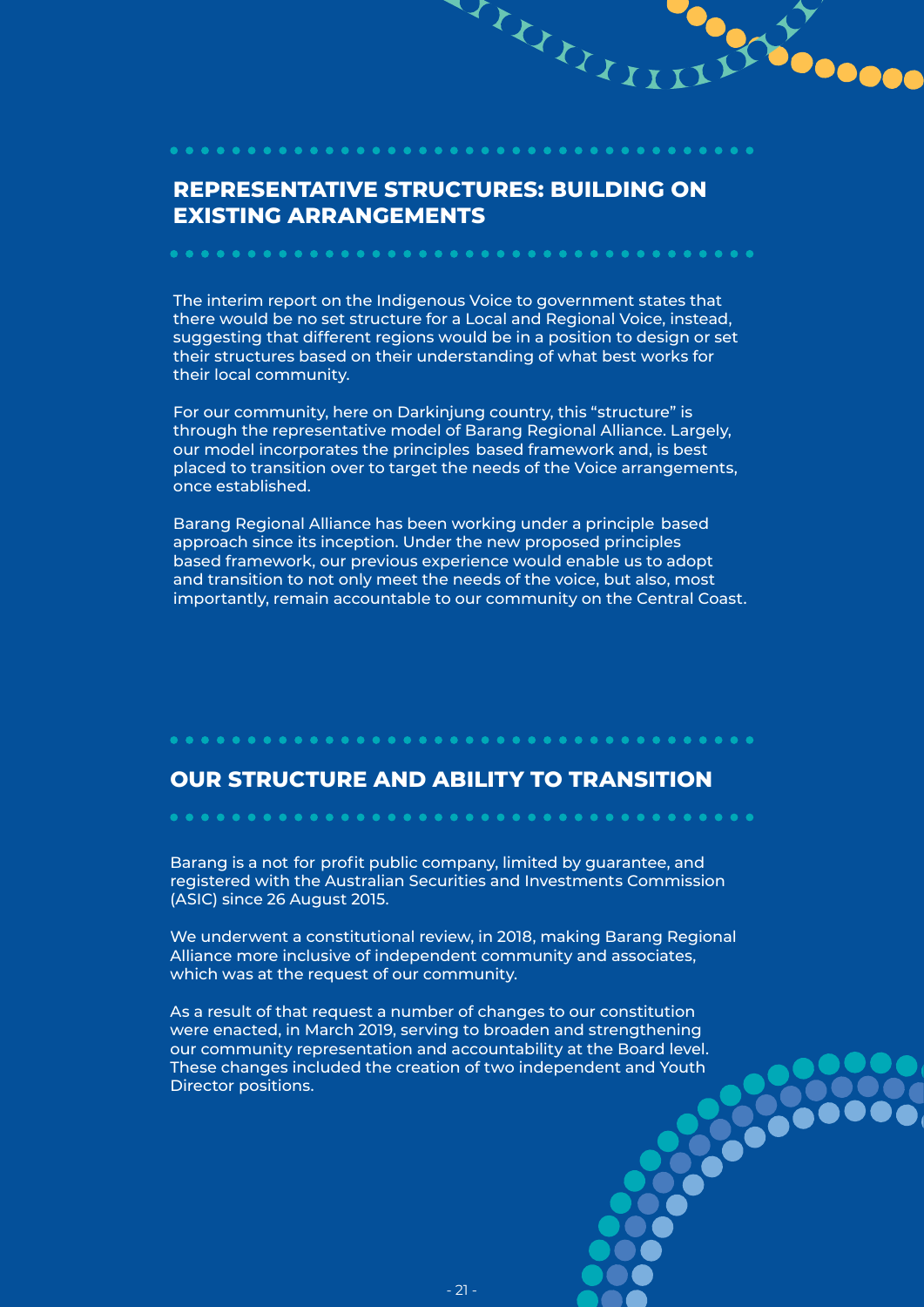## REPRESENTATIVE STRUCTURES: BUILDING ON EXISTING ARRANGEMENTS

The interim report on the Indigenous Voice to government states that there would be no set structure for a Local and Regional Voice, instead, suggesting that different regions would be in a position to design or set their structures based on their understanding of what best works for their local community.

For our community, here on Darkinjung country, this "structure" is through the representative model of Barang Regional Alliance. Largely, our model incorporates the principles based framework and, is best placed to transition over to target the needs of the Voice arrangements, once established.

Barang Regional Alliance has been working under a principle based approach since its inception. Under the new proposed principles based framework, our previous experience would enable us to adopt and transition to not only meet the needs of the voice, but also, most importantly, remain accountable to our community on the Central Coast.

## OUR STRUCTURE AND ABILITY TO TRANSITION

Barang is a not for profit public company, limited by guarantee, and registered with the Australian Securities and Investments Commission (ASIC) since 26 August 2015.

We underwent a constitutional review, in 2018, making Barang Regional Alliance more inclusive of independent community and associates, which was at the request of our community.

As a result of that request a number of changes to our constitution were enacted, in March 2019, serving to broaden and strengthening our community representation and accountability at the Board level. These changes included the creation of two independent and Youth Director positions.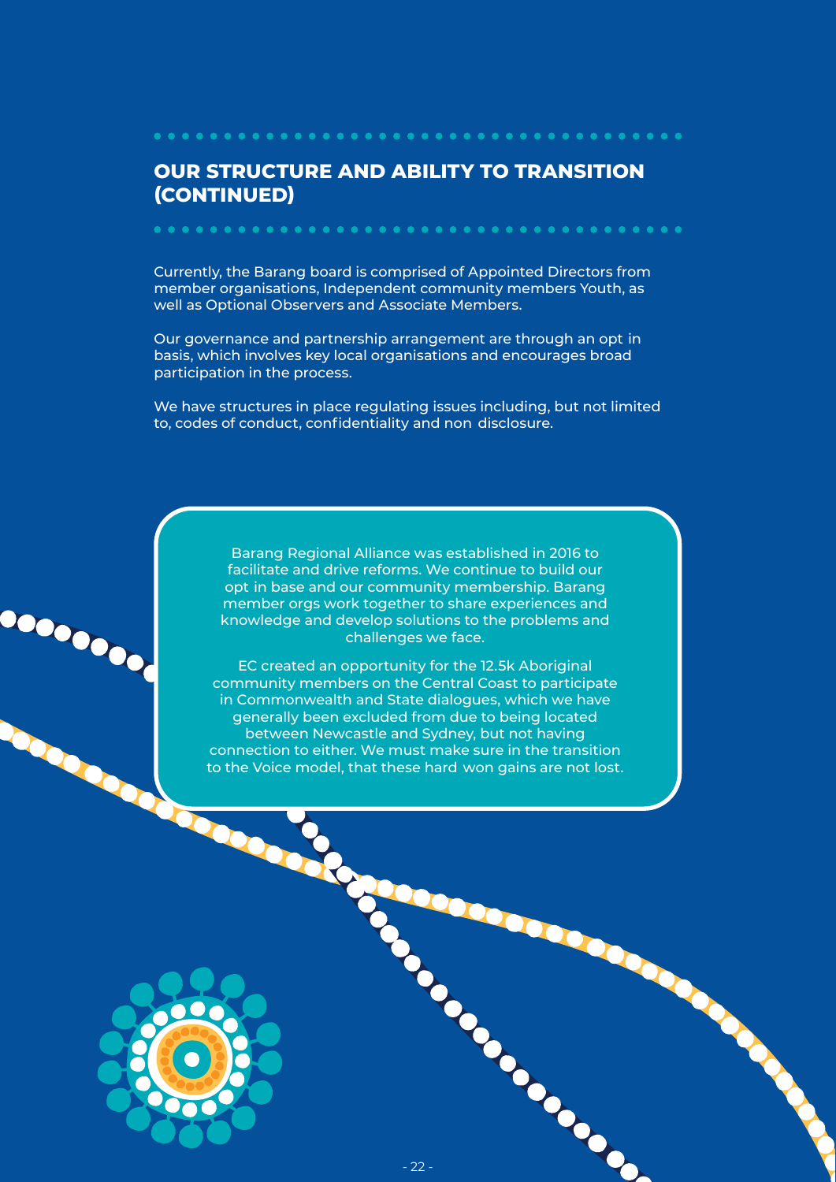## OUR STRUCTURE AND ABILITY TO TRANSITION (CONTINUED)

Currently, the Barang board is comprised of Appointed Directors from member organisations, Independent community members Youth, as well as Optional Observers and Associate Members.

Our governance and partnership arrangement are through an opt in basis, which involves key local organisations and encourages broad participation in the process.

We have structures in place regulating issues including, but not limited to, codes of conduct, confidentiality and non disclosure.

Barang Regional Alliance was established in 2016 to facilitate and drive reforms. We continue to build our opt in base and our community membership. Barang member orgs work together to share experiences and knowledge and develop solutions to the problems and challenges we face.

EC created an opportunity for the 12.5k Aboriginal community members on the Central Coast to participate in Commonwealth and State dialogues, which we have generally been excluded from due to being located between Newcastle and Sydney, but not having connection to either. We must make sure in the transition to the Voice model, that these hard won gains are not lost.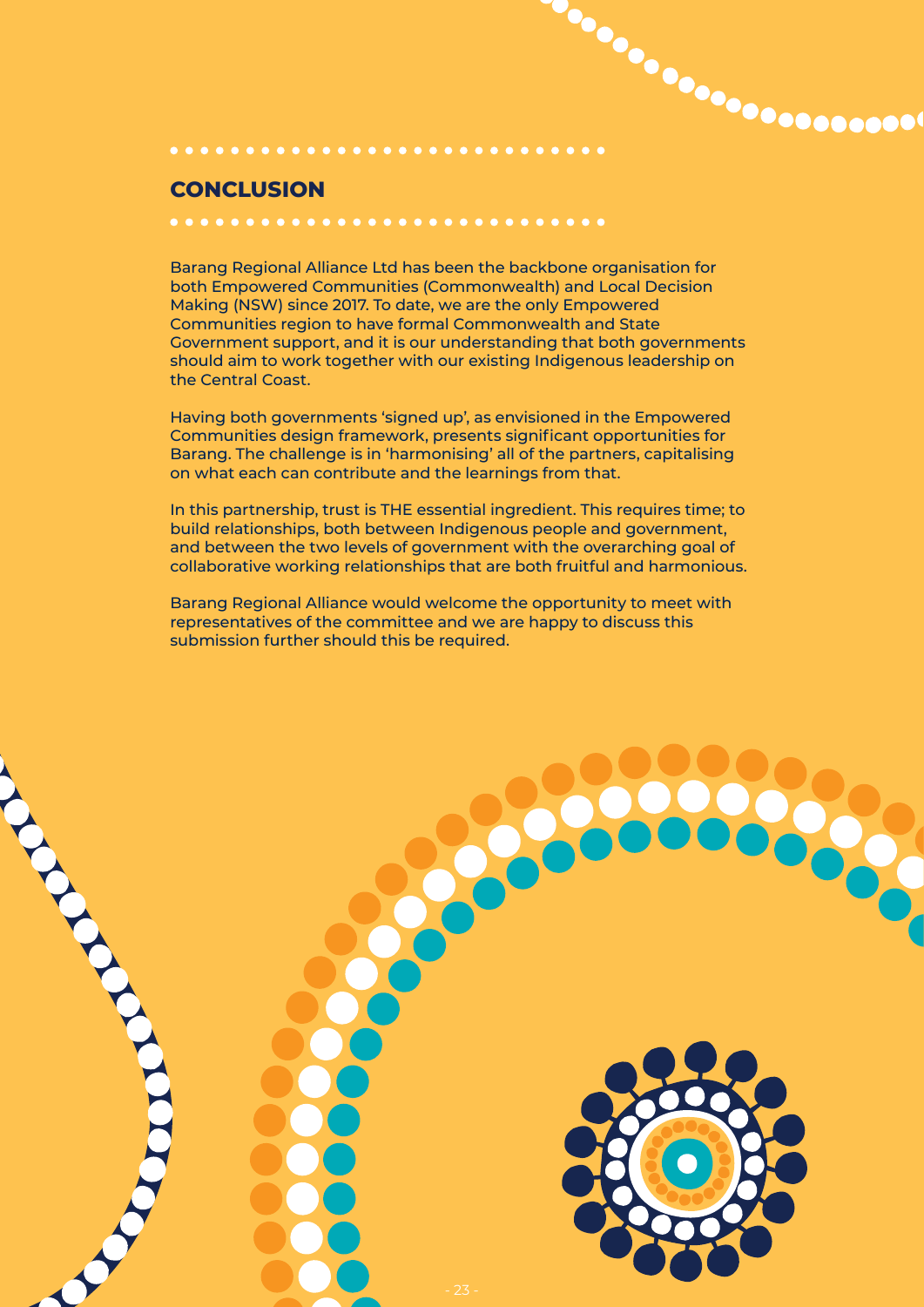## CONCLUSION

Barang Regional Alliance Ltd has been the backbone organisation for both Empowered Communities (Commonwealth) and Local Decision Making (NSW) since 2017. To date, we are the only Empowered Communities region to have formal Commonwealth and State Government support, and it is our understanding that both governments should aim to work together with our existing Indigenous leadership on the Central Coast.

Having both governments 'signed up', as envisioned in the Empowered Communities design framework, presents significant opportunities for Barang. The challenge is in 'harmonising' all of the partners, capitalising on what each can contribute and the learnings from that.

In this partnership, trust is THE essential ingredient. This requires time; to build relationships, both between Indigenous people and government, and between the two levels of government with the overarching goal of collaborative working relationships that are both fruitful and harmonious.

Barang Regional Alliance would welcome the opportunity to meet with representatives of the committee and we are happy to discuss this submission further should this be required.